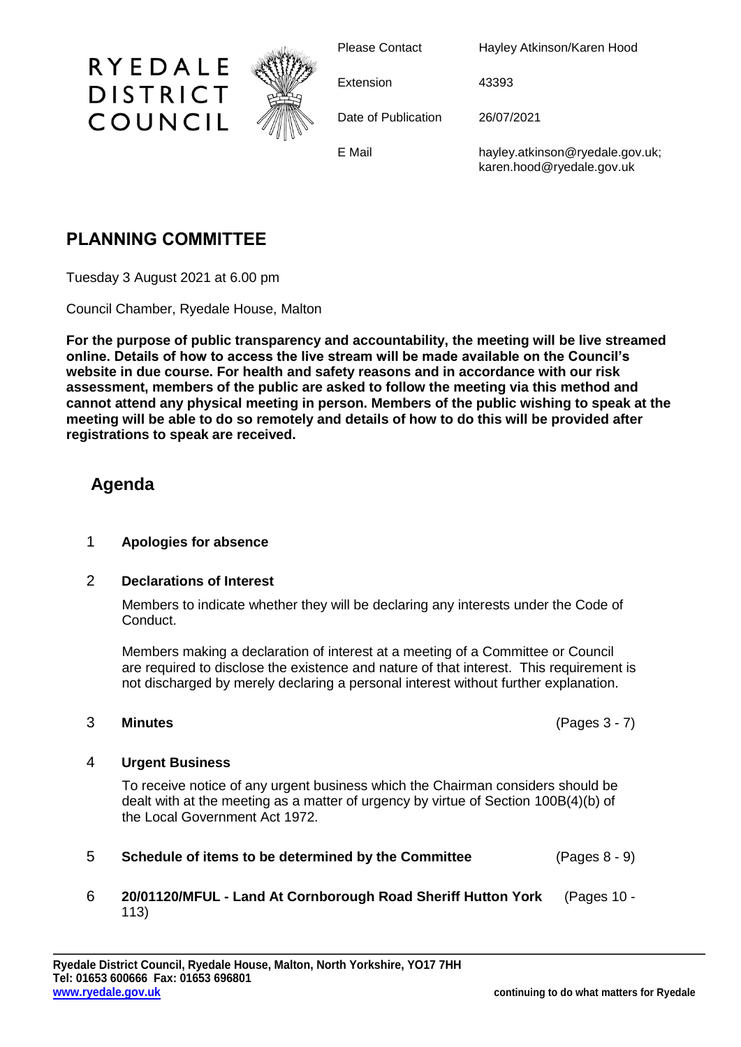RYEDALE DISTRICT COUNCIL

| | |
|---|---|
| Please Contact | Hayley Atkinson/Karen Hood |
| Extension | 43393 |
| Date of Publication | 26/07/2021 |
| E Mail | hayley.atkinson@ryedale.gov.uk; karen.hood@ryedale.gov.uk |

# PLANNING COMMITTEE

Tuesday 3 August 2021 at 6.00 pm

Council Chamber, Ryedale House, Malton

**For the purpose of public transparency and accountability, the meeting will be live streamed online. Details of how to access the live stream will be made available on the Council's website in due course. For health and safety reasons and in accordance with our risk assessment, members of the public are asked to follow the meeting via this method and cannot attend any physical meeting in person. Members of the public wishing to speak at the meeting will be able to do so remotely and details of how to do this will be provided after registrations to speak are received.**

## Agenda

1 **Apologies for absence**

2 **Declarations of Interest**

Members to indicate whether they will be declaring any interests under the Code of Conduct.

Members making a declaration of interest at a meeting of a Committee or Council are required to disclose the existence and nature of that interest. This requirement is not discharged by merely declaring a personal interest without further explanation.

3 **Minutes** (Pages 3 - 7)

4 **Urgent Business**

To receive notice of any urgent business which the Chairman considers should be dealt with at the meeting as a matter of urgency by virtue of Section 100B(4)(b) of the Local Government Act 1972.

5 **Schedule of items to be determined by the Committee** (Pages 8 - 9)

6 **20/01120/MFUL - Land At Cornborough Road Sheriff Hutton York** (Pages 10 - 113)

**Ryedale District Council, Ryedale House, Malton, North Yorkshire, YO17 7HH**
**Tel: 01653 600666 Fax: 01653 696801**
**www.ryedale.gov.uk**

**continuing to do what matters for Ryedale**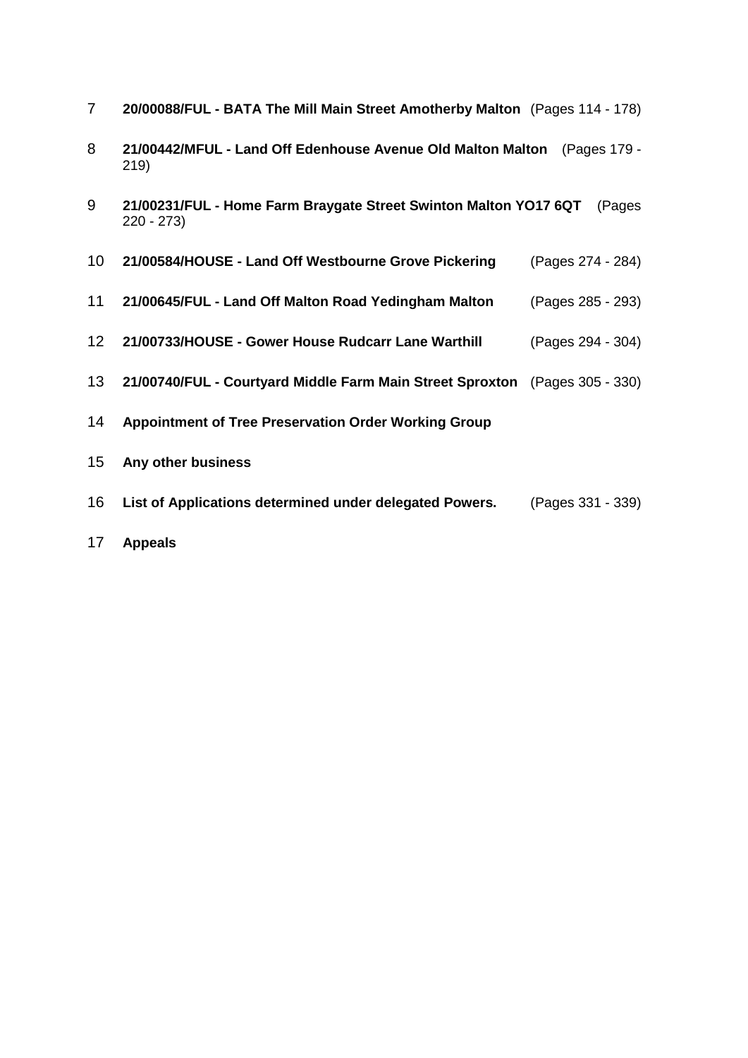7 **20/00088/FUL - BATA The Mill Main Street Amotherby Malton** (Pages 114 - 178)

8 **21/00442/MFUL - Land Off Edenhouse Avenue Old Malton Malton** (Pages 179 - 219)

9 **21/00231/FUL - Home Farm Braygate Street Swinton Malton YO17 6QT** (Pages 220 - 273)

10 **21/00584/HOUSE - Land Off Westbourne Grove Pickering** (Pages 274 - 284)

11 **21/00645/FUL - Land Off Malton Road Yedingham Malton** (Pages 285 - 293)

12 **21/00733/HOUSE - Gower House Rudcarr Lane Warthill** (Pages 294 - 304)

13 **21/00740/FUL - Courtyard Middle Farm Main Street Sproxton** (Pages 305 - 330)

14 **Appointment of Tree Preservation Order Working Group**

15 **Any other business**

16 **List of Applications determined under delegated Powers.** (Pages 331 - 339)

17 **Appeals**